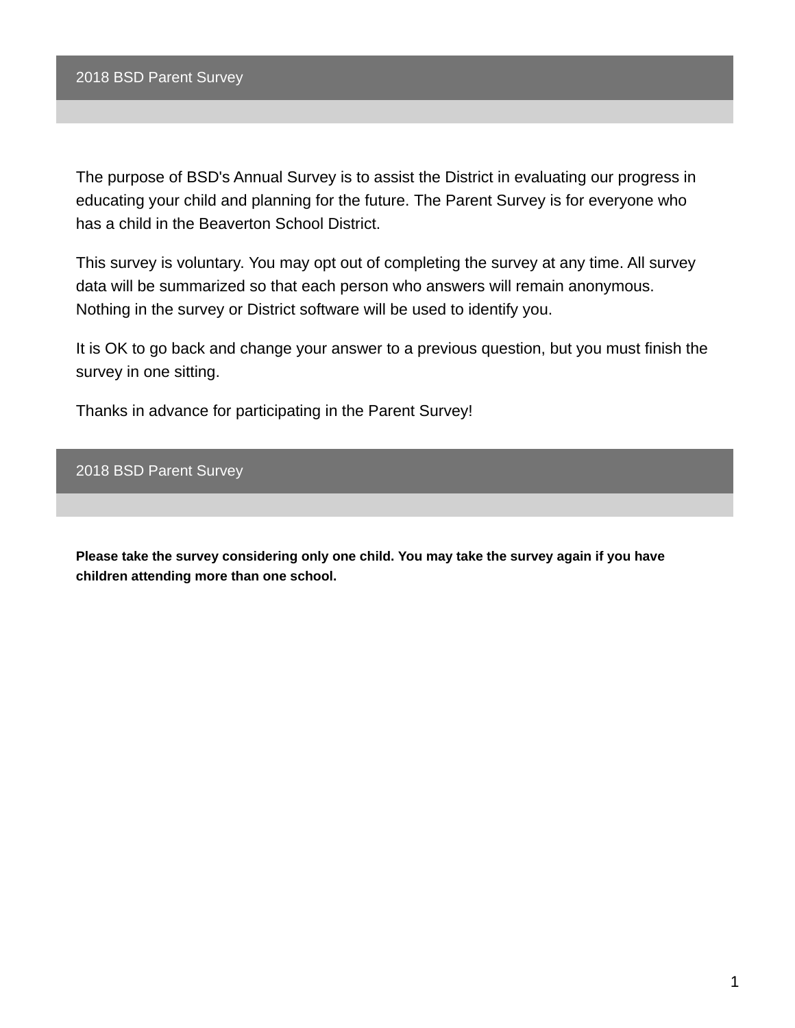## 2018 BSD Parent Survey

The purpose of BSD's Annual Survey is to assist the District in evaluating our progress in educating your child and planning for the future. The Parent Survey is for everyone who has a child in the Beaverton School District.

This survey is voluntary. You may opt out of completing the survey at any time. All survey data will be summarized so that each person who answers will remain anonymous. Nothing in the survey or District software will be used to identify you.

It is OK to go back and change your answer to a previous question, but you must finish the survey in one sitting.

Thanks in advance for participating in the Parent Survey!

## 2018 BSD Parent Survey

**Please take the survey considering only one child. You may take the survey again if you have children attending more than one school.**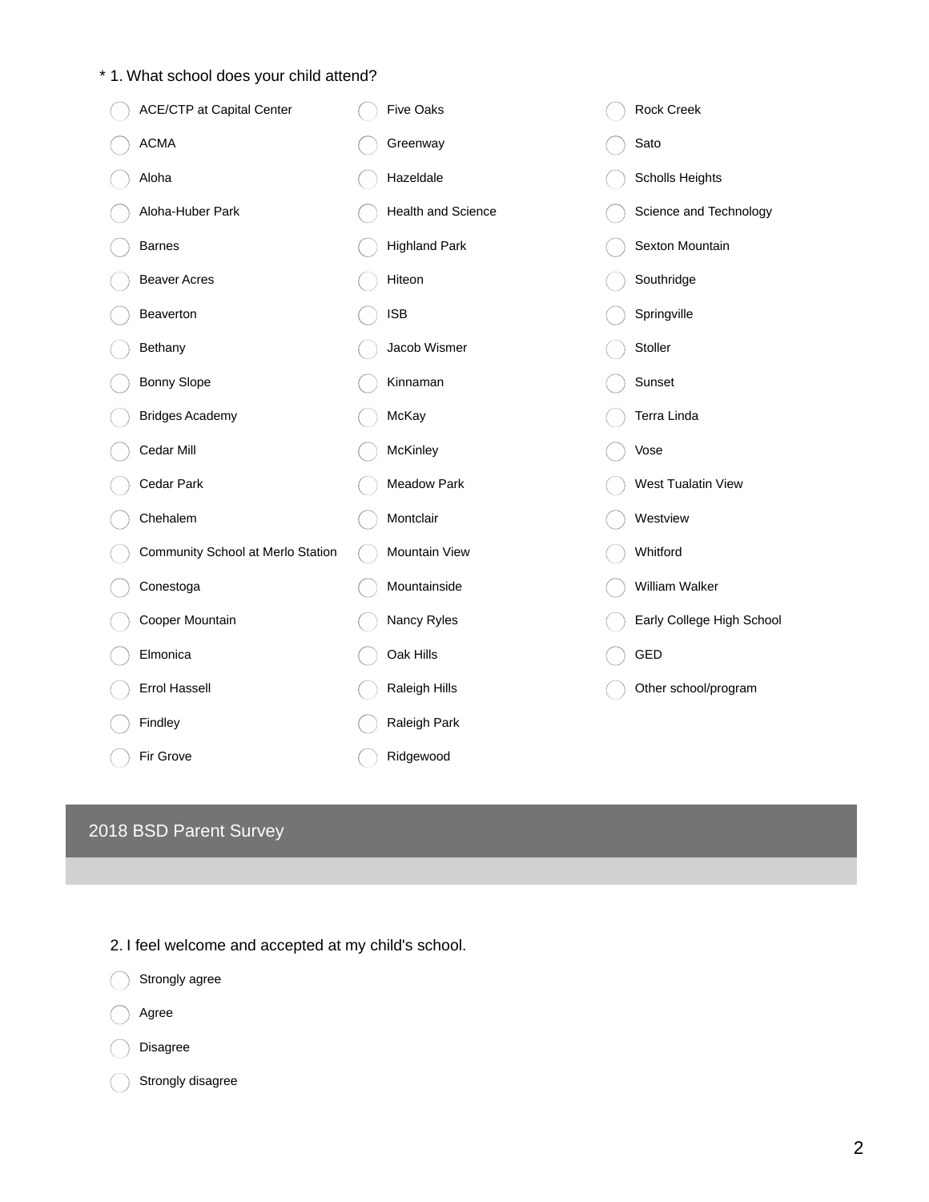\* 1. What school does your child attend?

- ACE/CTP at Capital Center
- ACMA
- Aloha
- Aloha-Huber Park
- Barnes
- Beaver Acres
- Beaverton
- Bethany
- Bonny Slope
- Bridges Academy
- Cedar Mill
- Cedar Park
- Chehalem
- Community School at Merlo Station
- Conestoga
- Cooper Mountain
- Elmonica
- Errol Hassell
- Findley
- Fir Grove
- Five Oaks
- Greenway
- Hazeldale
- Health and Science
- Highland Park
- Hiteon
- ISB
- Jacob Wismer
- Kinnaman
- McKay
- McKinley
- Meadow Park
- Montclair
- Mountain View
- Mountainside
- Nancy Ryles
- Oak Hills
- Raleigh Hills
- Raleigh Park
- Ridgewood
- Rock Creek
- Sato
- Scholls Heights
- Science and Technology
- Sexton Mountain
- Southridge
- Springville
- Stoller
- Sunset
- Terra Linda
- Vose
- West Tualatin View
- Westview
- Whitford
- William Walker
- Early College High School
- GED
- Other school/program

## 2018 BSD Parent Survey

2. I feel welcome and accepted at my child's school.

- Strongly agree
- Agree
- Disagree
- Strongly disagree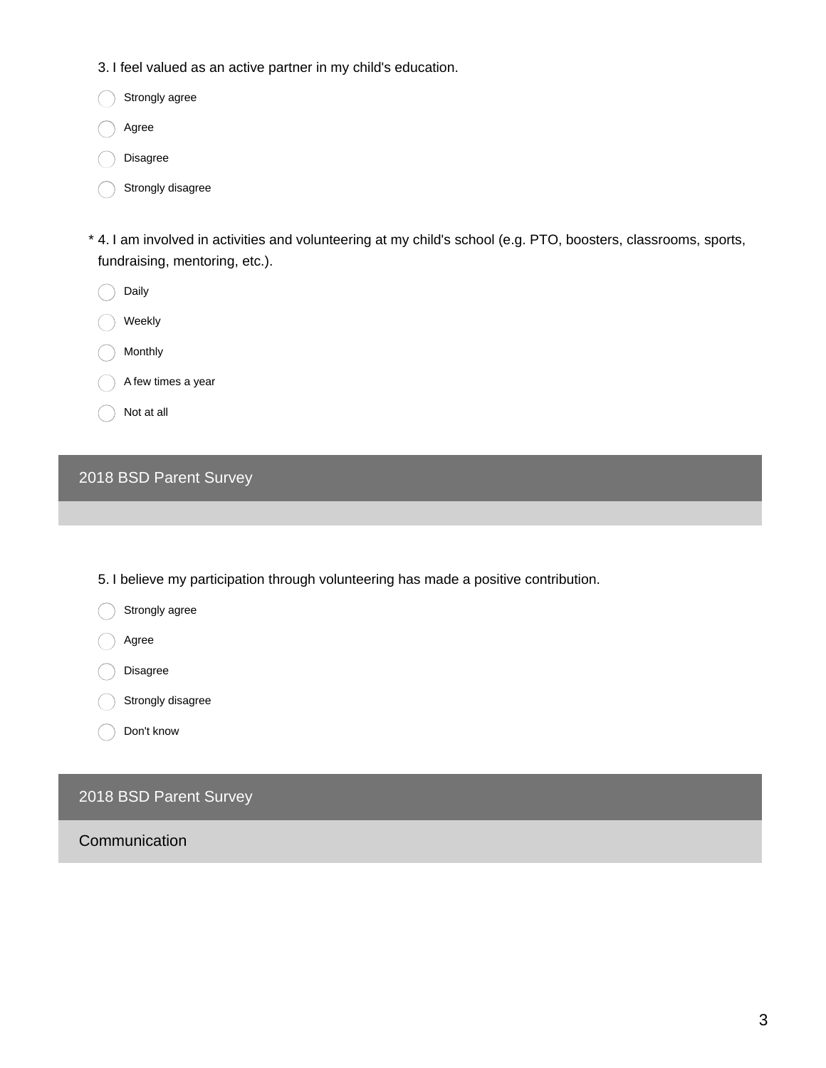3. I feel valued as an active partner in my child's education.

- ◯ Strongly agree
- ◯ Agree
- ◯ Disagree
- ◯ Strongly disagree

\* 4. I am involved in activities and volunteering at my child's school (e.g. PTO, boosters, classrooms, sports, fundraising, mentoring, etc.).

- ◯ Daily
- ◯ Weekly
- ◯ Monthly
- ◯ A few times a year
- ◯ Not at all

## 2018 BSD Parent Survey

5. I believe my participation through volunteering has made a positive contribution.

- ◯ Strongly agree
- ◯ Agree
- ◯ Disagree
- ◯ Strongly disagree
- ◯ Don't know

## 2018 BSD Parent Survey

### Communication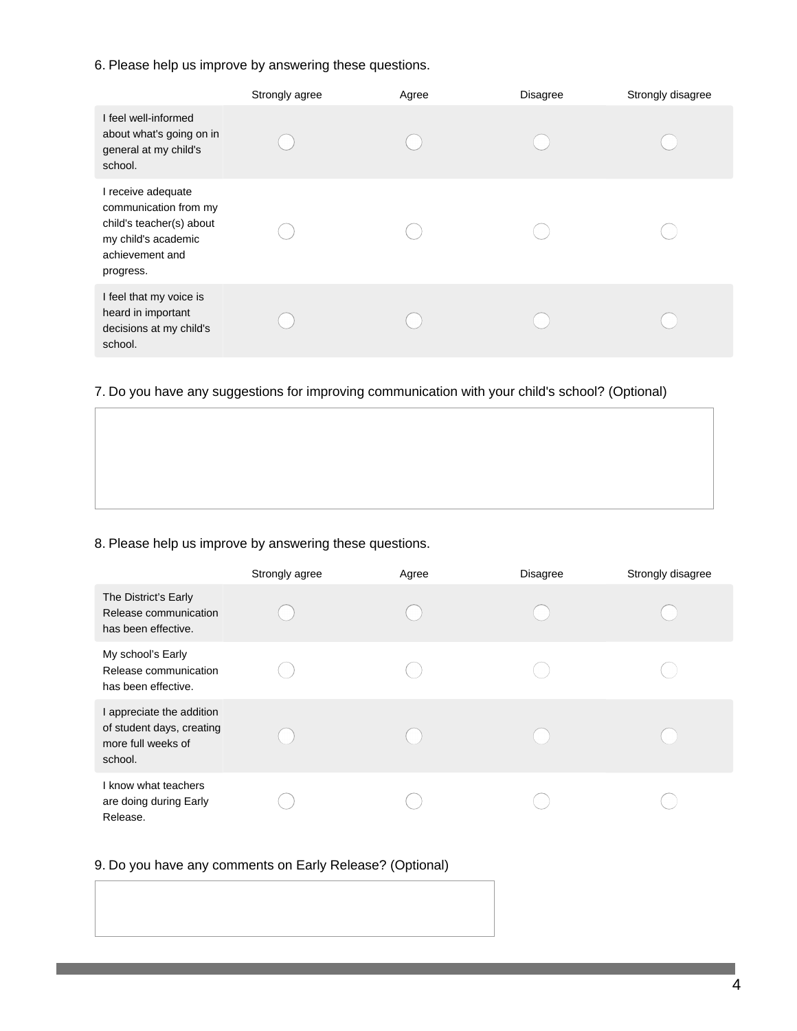6. Please help us improve by answering these questions.

| | Strongly agree | Agree | Disagree | Strongly disagree |
|---|---|---|---|---|
| I feel well-informed about what's going on in general at my child's school. | ◯ | ◯ | ◯ | ◯ |
| I receive adequate communication from my child's teacher(s) about my child's academic achievement and progress. | ◯ | ◯ | ◯ | ◯ |
| I feel that my voice is heard in important decisions at my child's school. | ◯ | ◯ | ◯ | ◯ |

7. Do you have any suggestions for improving communication with your child's school? (Optional)

8. Please help us improve by answering these questions.

| | Strongly agree | Agree | Disagree | Strongly disagree |
|---|---|---|---|---|
| The District's Early Release communication has been effective. | ◯ | ◯ | ◯ | ◯ |
| My school's Early Release communication has been effective. | ◯ | ◯ | ◯ | ◯ |
| I appreciate the addition of student days, creating more full weeks of school. | ◯ | ◯ | ◯ | ◯ |
| I know what teachers are doing during Early Release. | ◯ | ◯ | ◯ | ◯ |

9. Do you have any comments on Early Release? (Optional)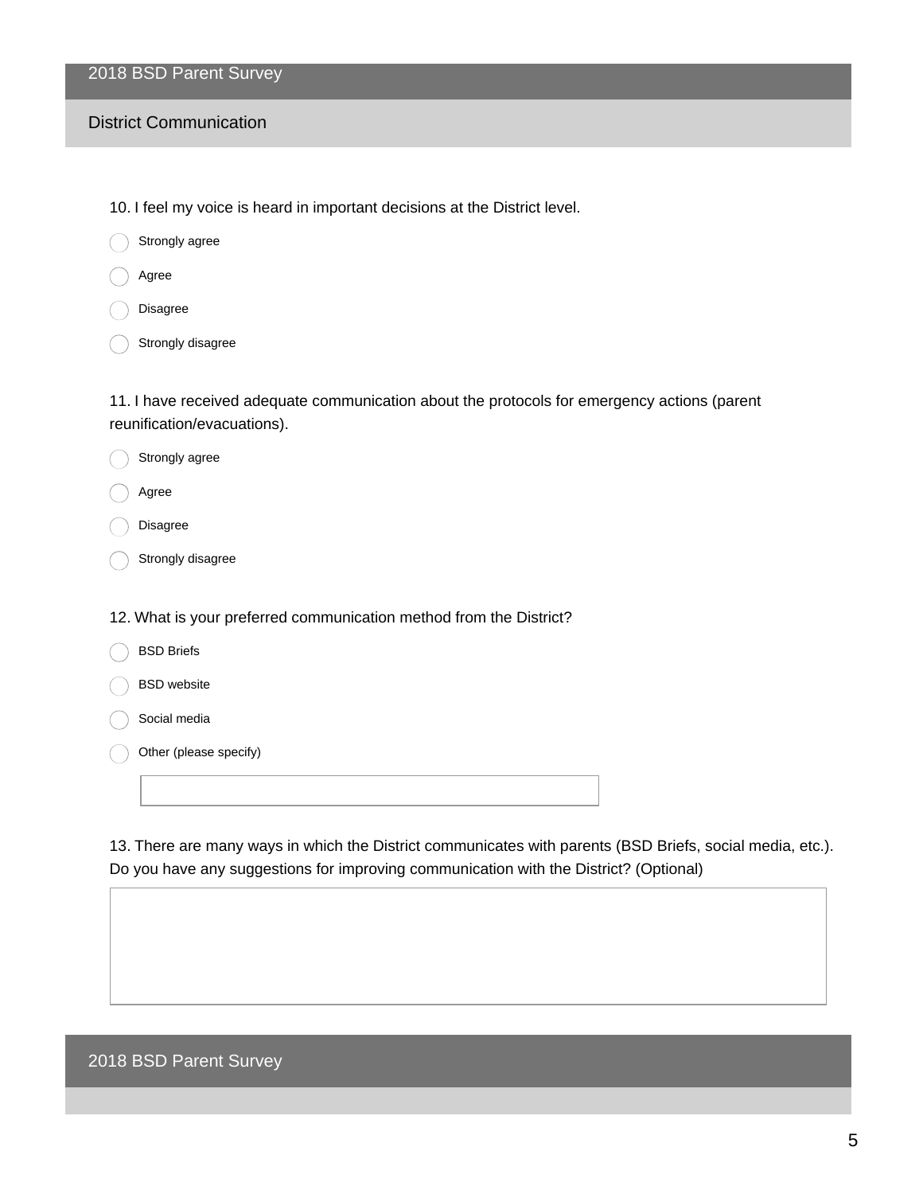## District Communication

10. I feel my voice is heard in important decisions at the District level.

- Strongly agree
- Agree
- Disagree
- Strongly disagree

11. I have received adequate communication about the protocols for emergency actions (parent reunification/evacuations).

- Strongly agree
- Agree
- Disagree
- Strongly disagree

12. What is your preferred communication method from the District?

- BSD Briefs
- BSD website
- Social media
- Other (please specify)

13. There are many ways in which the District communicates with parents (BSD Briefs, social media, etc.). Do you have any suggestions for improving communication with the District? (Optional)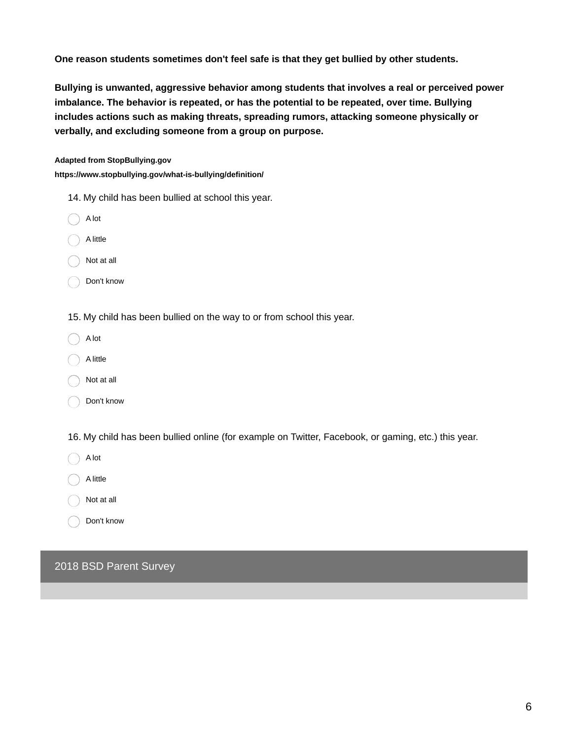**One reason students sometimes don't feel safe is that they get bullied by other students.**

**Bullying is unwanted, aggressive behavior among students that involves a real or perceived power imbalance. The behavior is repeated, or has the potential to be repeated, over time. Bullying includes actions such as making threats, spreading rumors, attacking someone physically or verbally, and excluding someone from a group on purpose.**

**Adapted from StopBullying.gov**
**https://www.stopbullying.gov/what-is-bullying/definition/**

14. My child has been bullied at school this year.

- A lot
- A little
- Not at all
- Don't know

15. My child has been bullied on the way to or from school this year.

- A lot
- A little
- Not at all
- Don't know

16. My child has been bullied online (for example on Twitter, Facebook, or gaming, etc.) this year.

- A lot
- A little
- Not at all
- Don't know

## 2018 BSD Parent Survey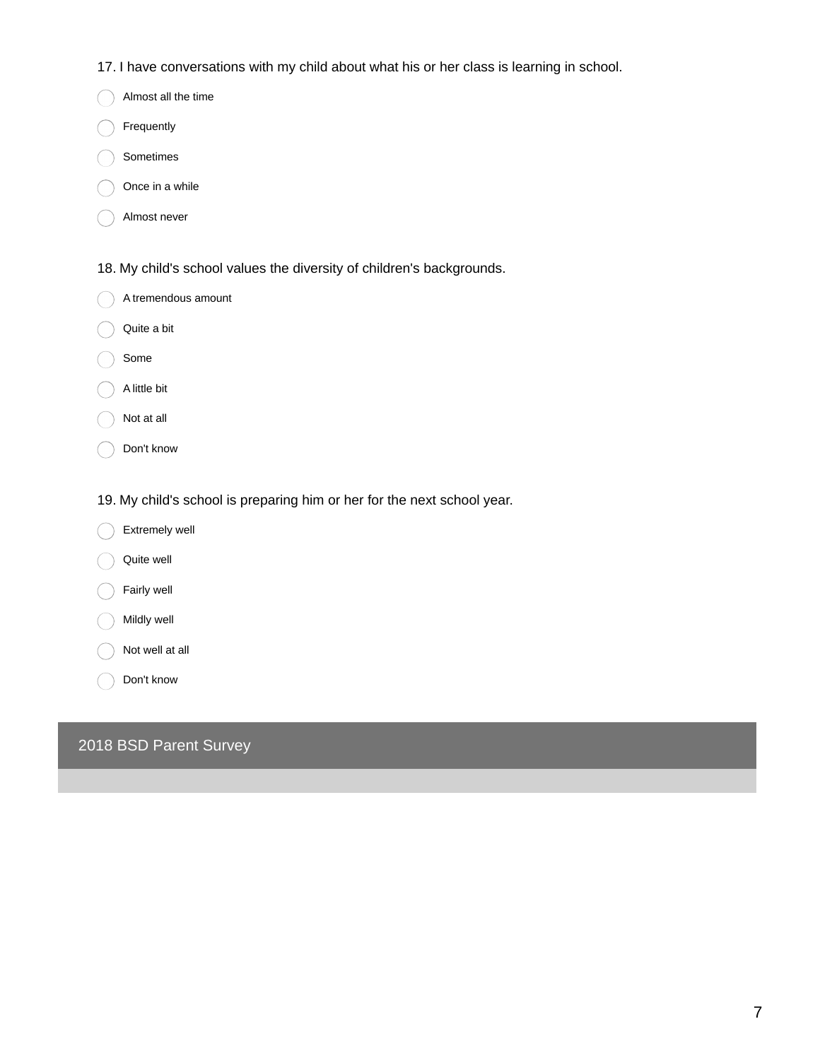17. I have conversations with my child about what his or her class is learning in school.

- Almost all the time
- Frequently
- Sometimes
- Once in a while
- Almost never

18. My child's school values the diversity of children's backgrounds.

- A tremendous amount
- Quite a bit
- Some
- A little bit
- Not at all
- Don't know

19. My child's school is preparing him or her for the next school year.

- Extremely well
- Quite well
- Fairly well
- Mildly well
- Not well at all
- Don't know

2018 BSD Parent Survey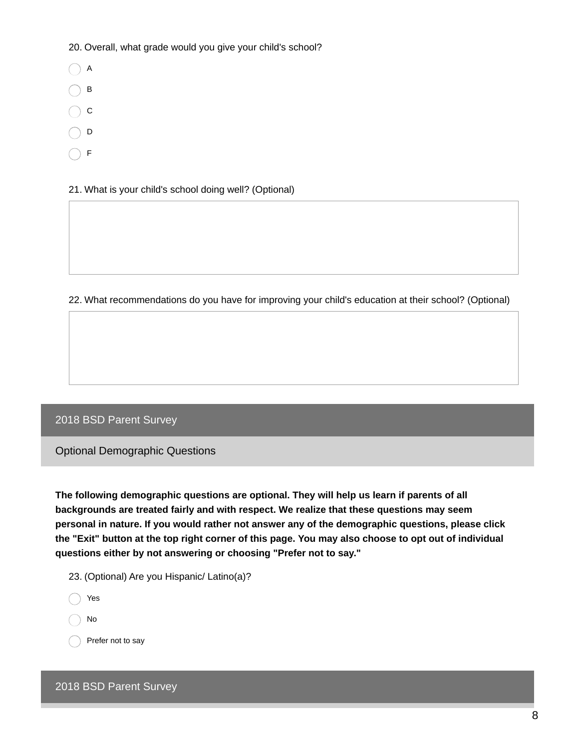20. Overall, what grade would you give your child's school?

- A
- B
- C
- D
- F

21. What is your child's school doing well? (Optional)

22. What recommendations do you have for improving your child's education at their school? (Optional)

## 2018 BSD Parent Survey

### Optional Demographic Questions

**The following demographic questions are optional. They will help us learn if parents of all backgrounds are treated fairly and with respect. We realize that these questions may seem personal in nature. If you would rather not answer any of the demographic questions, please click the "Exit" button at the top right corner of this page. You may also choose to opt out of individual questions either by not answering or choosing "Prefer not to say."**

23. (Optional) Are you Hispanic/ Latino(a)?

- Yes
- No
- Prefer not to say

## 2018 BSD Parent Survey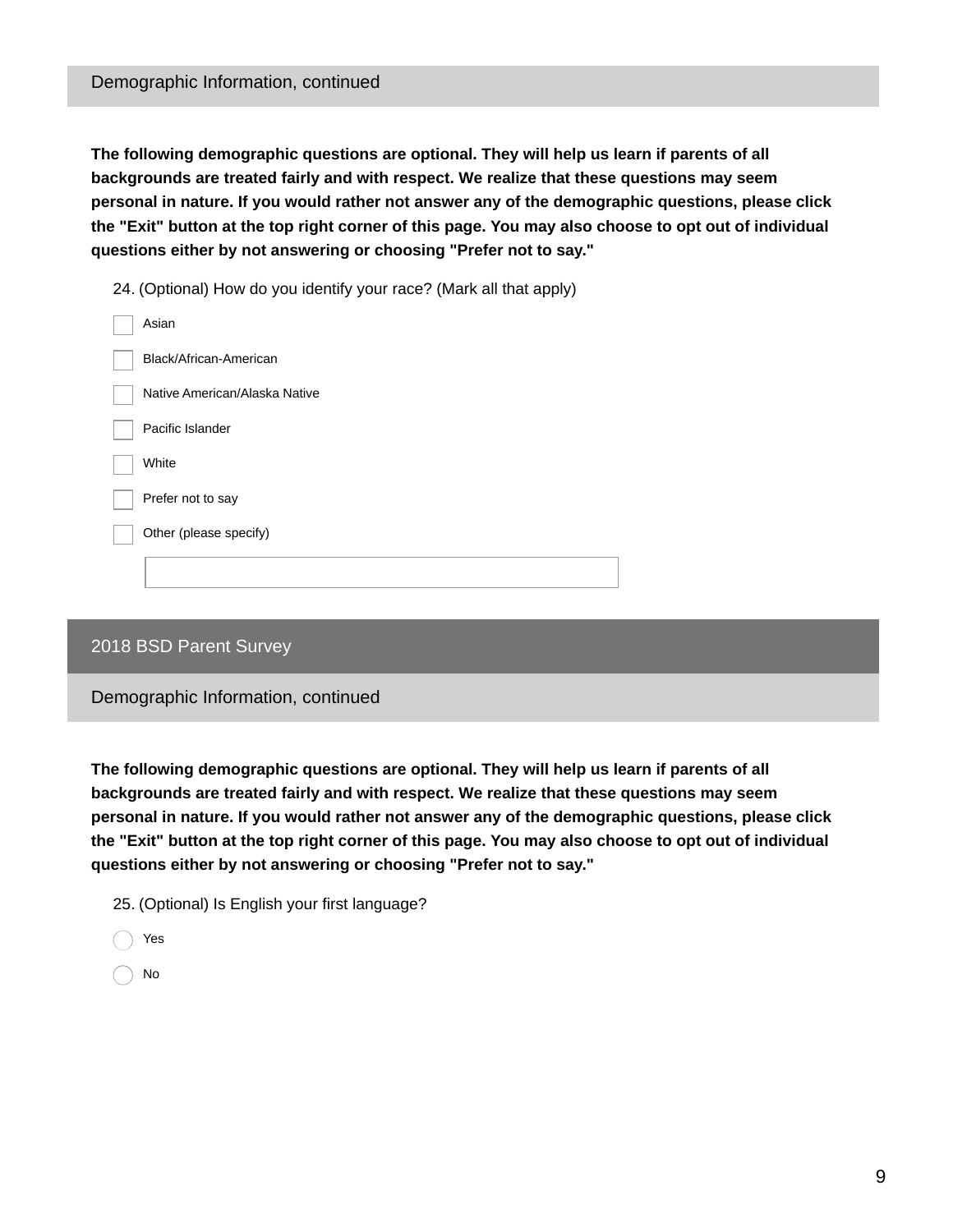## Demographic Information, continued

**The following demographic questions are optional. They will help us learn if parents of all backgrounds are treated fairly and with respect. We realize that these questions may seem personal in nature. If you would rather not answer any of the demographic questions, please click the "Exit" button at the top right corner of this page. You may also choose to opt out of individual questions either by not answering or choosing "Prefer not to say."**

24. (Optional) How do you identify your race? (Mark all that apply)

- [ ] Asian
- [ ] Black/African-American
- [ ] Native American/Alaska Native
- [ ] Pacific Islander
- [ ] White
- [ ] Prefer not to say
- [ ] Other (please specify)

______________________________

# 2018 BSD Parent Survey

## Demographic Information, continued

**The following demographic questions are optional. They will help us learn if parents of all backgrounds are treated fairly and with respect. We realize that these questions may seem personal in nature. If you would rather not answer any of the demographic questions, please click the "Exit" button at the top right corner of this page. You may also choose to opt out of individual questions either by not answering or choosing "Prefer not to say."**

25. (Optional) Is English your first language?

- ○ Yes
- ○ No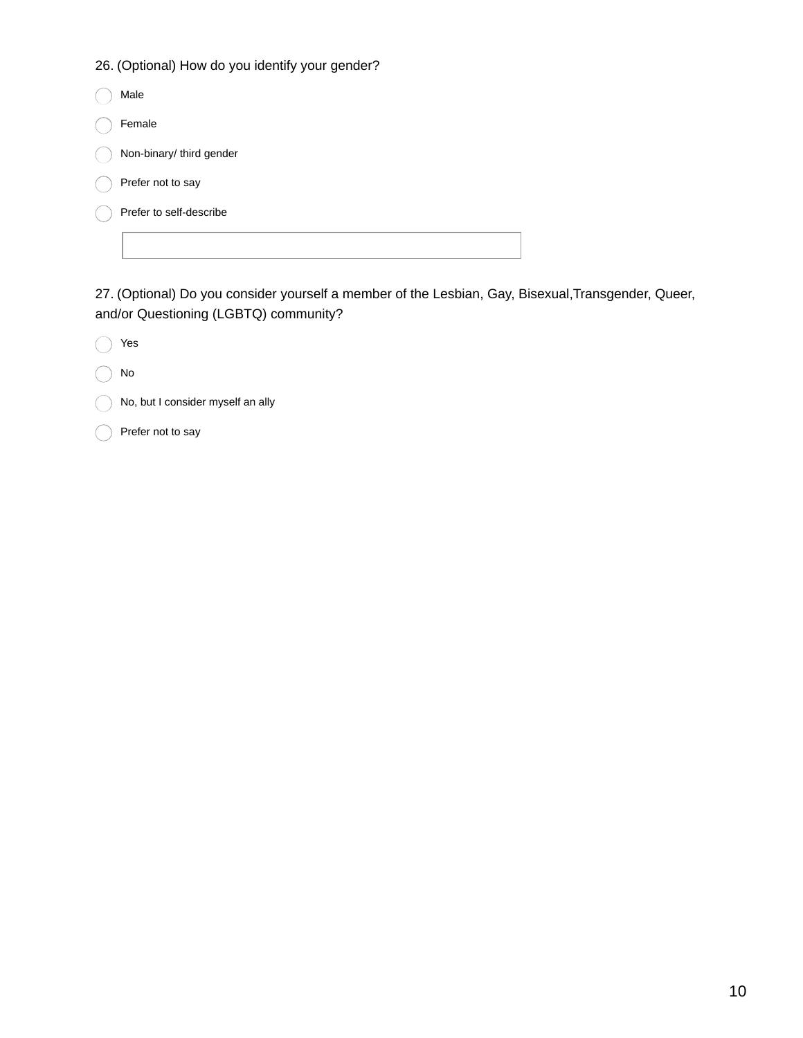26. (Optional) How do you identify your gender?

- Male
- Female
- Non-binary/ third gender
- Prefer not to say
- Prefer to self-describe

27. (Optional) Do you consider yourself a member of the Lesbian, Gay, Bisexual,Transgender, Queer, and/or Questioning (LGBTQ) community?

- Yes
- No
- No, but I consider myself an ally
- Prefer not to say